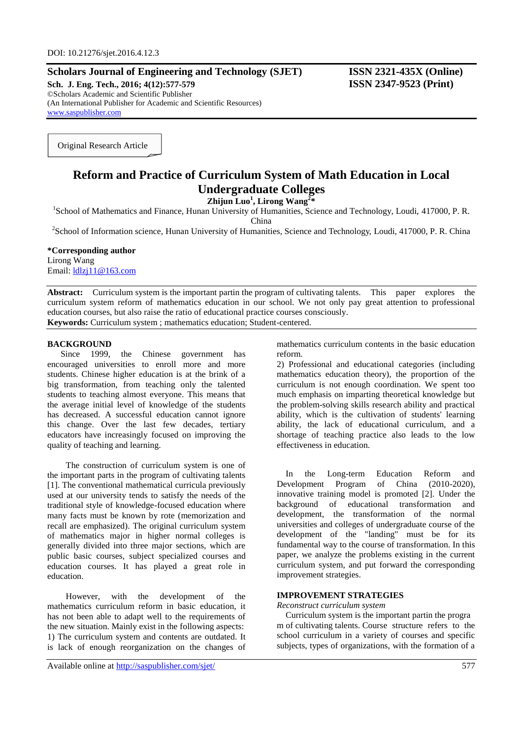DOI: 10.21276/sjet.2016.4.12.3

**Scholars Journal of Engineering and Technology (SJET)**
**Sch. J. Eng. Tech., 2016; 4(12):577-579**
©Scholars Academic and Scientific Publisher
(An International Publisher for Academic and Scientific Resources)
www.saspublisher.com

**ISSN 2321-435X (Online)**
**ISSN 2347-9523 (Print)**

Original Research Article

# Reform and Practice of Curriculum System of Math Education in Local Undergraduate Colleges

**Zhijun Luo[1], Lirong Wang[2]***

[1]School of Mathematics and Finance, Hunan University of Humanities, Science and Technology, Loudi, 417000, P. R. China

[2]School of Information science, Hunan University of Humanities, Science and Technology, Loudi, 417000, P. R. China

**\*Corresponding author**
Lirong Wang
Email: ldlzj11@163.com

**Abstract:** Curriculum system is the important partin the program of cultivating talents. This paper explores the curriculum system reform of mathematics education in our school. We not only pay great attention to professional education courses, but also raise the ratio of educational practice courses consciously.

**Keywords:** Curriculum system ; mathematics education; Student-centered.

## BACKGROUND

Since 1999, the Chinese government has encouraged universities to enroll more and more students. Chinese higher education is at the brink of a big transformation, from teaching only the talented students to teaching almost everyone. This means that the average initial level of knowledge of the students has decreased. A successful education cannot ignore this change. Over the last few decades, tertiary educators have increasingly focused on improving the quality of teaching and learning.

The construction of curriculum system is one of the important parts in the program of cultivating talents [1]. The conventional mathematical curricula previously used at our university tends to satisfy the needs of the traditional style of knowledge-focused education where many facts must be known by rote (memorization and recall are emphasized). The original curriculum system of mathematics major in higher normal colleges is generally divided into three major sections, which are public basic courses, subject specialized courses and education courses. It has played a great role in education.

However, with the development of the mathematics curriculum reform in basic education, it has not been able to adapt well to the requirements of the new situation. Mainly exist in the following aspects:
1) The curriculum system and contents are outdated. It is lack of enough reorganization on the changes of mathematics curriculum contents in the basic education reform.
2) Professional and educational categories (including mathematics education theory), the proportion of the curriculum is not enough coordination. We spent too much emphasis on imparting theoretical knowledge but the problem-solving skills research ability and practical ability, which is the cultivation of students' learning ability, the lack of educational curriculum, and a shortage of teaching practice also leads to the low effectiveness in education.

In the Long-term Education Reform and Development Program of China (2010-2020), innovative training model is promoted [2]. Under the background of educational transformation and development, the transformation of the normal universities and colleges of undergraduate course of the development of the "landing" must be for its fundamental way to the course of transformation. In this paper, we analyze the problems existing in the current curriculum system, and put forward the corresponding improvement strategies.

## IMPROVEMENT STRATEGIES

### *Reconstruct curriculum system*

Curriculum system is the important partin the progra m of cultivating talents. Course structure refers to the school curriculum in a variety of courses and specific subjects, types of organizations, with the formation of a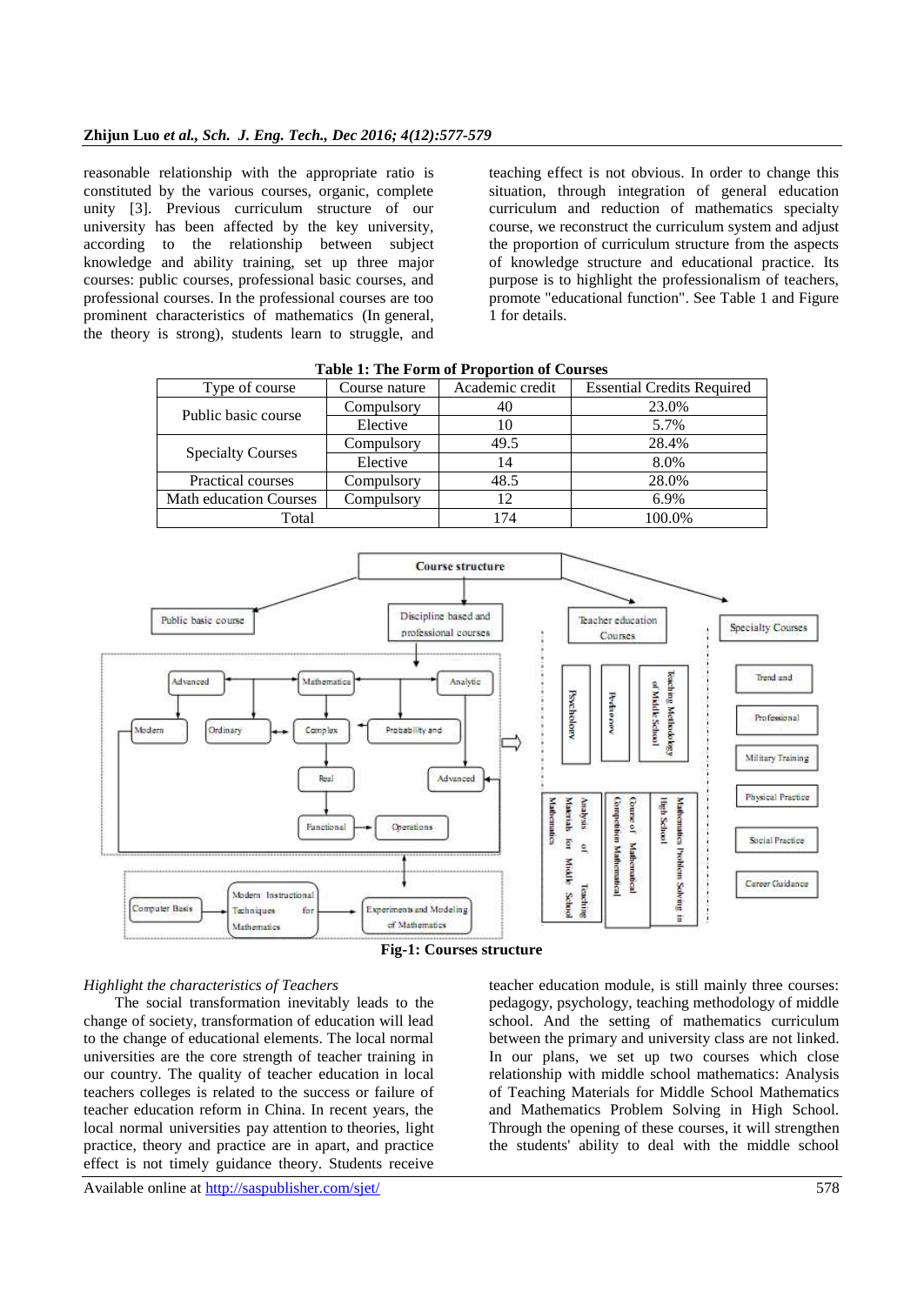reasonable relationship with the appropriate ratio is constituted by the various courses, organic, complete unity [3]. Previous curriculum structure of our university has been affected by the key university, according to the relationship between subject knowledge and ability training, set up three major courses: public courses, professional basic courses, and professional courses. In the professional courses are too prominent characteristics of mathematics (In general, the theory is strong), students learn to struggle, and teaching effect is not obvious. In order to change this situation, through integration of general education curriculum and reduction of mathematics specialty course, we reconstruct the curriculum system and adjust the proportion of curriculum structure from the aspects of knowledge structure and educational practice. Its purpose is to highlight the professionalism of teachers, promote "educational function". See Table 1 and Figure 1 for details.

**Table 1: The Form of Proportion of Courses**

| Type of course | Course nature | Academic credit | Essential Credits Required |
|---|---|---|---|
| Public basic course | Compulsory | 40 | 23.0% |
| | Elective | 10 | 5.7% |
| Specialty Courses | Compulsory | 49.5 | 28.4% |
| | Elective | 14 | 8.0% |
| Practical courses | Compulsory | 48.5 | 28.0% |
| Math education Courses | Compulsory | 12 | 6.9% |
| Total | | 174 | 100.0% |

**Fig-1: Courses structure**

*Highlight the characteristics of Teachers*

The social transformation inevitably leads to the change of society, transformation of education will lead to the change of educational elements. The local normal universities are the core strength of teacher training in our country. The quality of teacher education in local teachers colleges is related to the success or failure of teacher education reform in China. In recent years, the local normal universities pay attention to theories, light practice, theory and practice are in apart, and practice effect is not timely guidance theory. Students receive teacher education module, is still mainly three courses: pedagogy, psychology, teaching methodology of middle school. And the setting of mathematics curriculum between the primary and university class are not linked. In our plans, we set up two courses which close relationship with middle school mathematics: Analysis of Teaching Materials for Middle School Mathematics and Mathematics Problem Solving in High School. Through the opening of these courses, it will strengthen the students' ability to deal with the middle school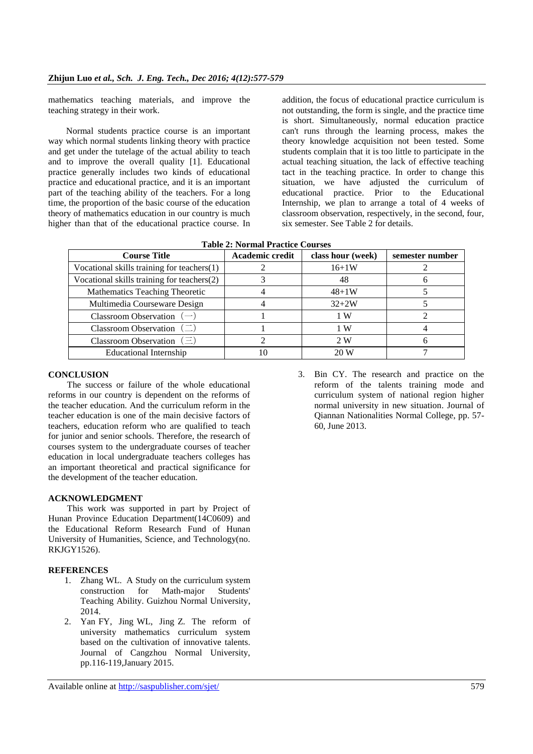mathematics teaching materials, and improve the teaching strategy in their work.

Normal students practice course is an important way which normal students linking theory with practice and get under the tutelage of the actual ability to teach and to improve the overall quality [1]. Educational practice generally includes two kinds of educational practice and educational practice, and it is an important part of the teaching ability of the teachers. For a long time, the proportion of the basic course of the education theory of mathematics education in our country is much higher than that of the educational practice course. In addition, the focus of educational practice curriculum is not outstanding, the form is single, and the practice time is short. Simultaneously, normal education practice can't runs through the learning process, makes the theory knowledge acquisition not been tested. Some students complain that it is too little to participate in the actual teaching situation, the lack of effective teaching tact in the teaching practice. In order to change this situation, we have adjusted the curriculum of educational practice. Prior to the Educational Internship, we plan to arrange a total of 4 weeks of classroom observation, respectively, in the second, four, six semester. See Table 2 for details.

**Table 2: Normal Practice Courses**

| Course Title | Academic credit | class hour (week) | semester number |
|---|---|---|---|
| Vocational skills training for teachers(1) | 2 | 16+1W | 2 |
| Vocational skills training for teachers(2) | 3 | 48 | 6 |
| Mathematics Teaching Theoretic | 4 | 48+1W | 5 |
| Multimedia Courseware Design | 4 | 32+2W | 5 |
| Classroom Observation （一） | 1 | 1 W | 2 |
| Classroom Observation （二） | 1 | 1 W | 4 |
| Classroom Observation （三） | 2 | 2 W | 6 |
| Educational Internship | 10 | 20 W | 7 |

## CONCLUSION

The success or failure of the whole educational reforms in our country is dependent on the reforms of the teacher education. And the curriculum reform in the teacher education is one of the main decisive factors of teachers, education reform who are qualified to teach for junior and senior schools. Therefore, the research of courses system to the undergraduate courses of teacher education in local undergraduate teachers colleges has an important theoretical and practical significance for the development of the teacher education.

## ACKNOWLEDGMENT

This work was supported in part by Project of Hunan Province Education Department(14C0609) and the Educational Reform Research Fund of Hunan University of Humanities, Science, and Technology(no. RKJGY1526).

## REFERENCES

1. Zhang WL. A Study on the curriculum system construction for Math-major Students' Teaching Ability. Guizhou Normal University, 2014.
2. Yan FY, Jing WL, Jing Z. The reform of university mathematics curriculum system based on the cultivation of innovative talents. Journal of Cangzhou Normal University, pp.116-119,January 2015.
3. Bin CY. The research and practice on the reform of the talents training mode and curriculum system of national region higher normal university in new situation. Journal of Qiannan Nationalities Normal College, pp. 57-60, June 2013.